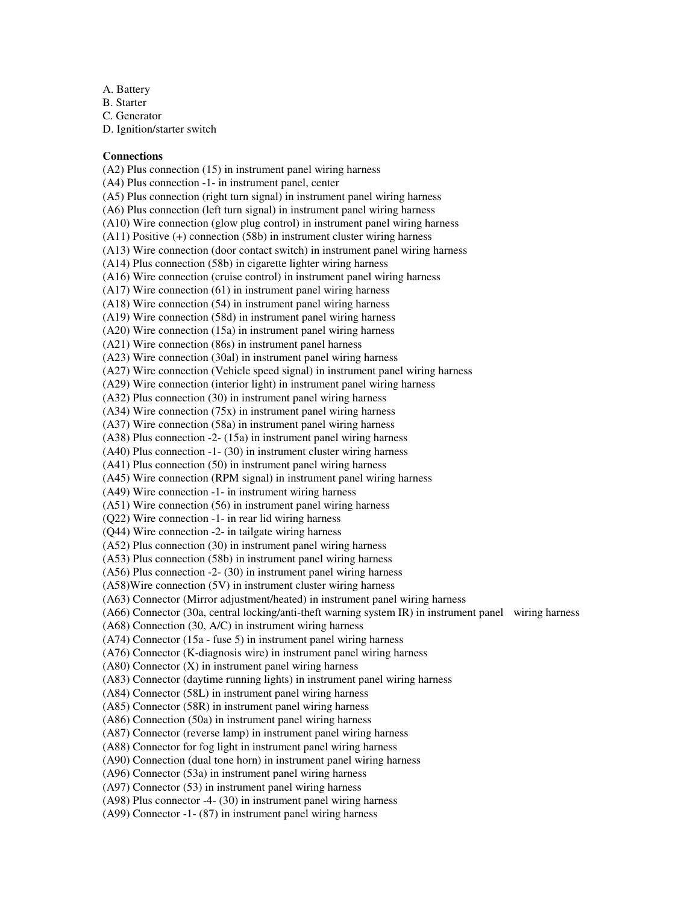A. Battery
B. Starter
C. Generator
D. Ignition/starter switch

**Connections**

(A2) Plus connection (15) in instrument panel wiring harness
(A4) Plus connection -1- in instrument panel, center
(A5) Plus connection (right turn signal) in instrument panel wiring harness
(A6) Plus connection (left turn signal) in instrument panel wiring harness
(A10) Wire connection (glow plug control) in instrument panel wiring harness
(A11) Positive (+) connection (58b) in instrument cluster wiring harness
(A13) Wire connection (door contact switch) in instrument panel wiring harness
(A14) Plus connection (58b) in cigarette lighter wiring harness
(A16) Wire connection (cruise control) in instrument panel wiring harness
(A17) Wire connection (61) in instrument panel wiring harness
(A18) Wire connection (54) in instrument panel wiring harness
(A19) Wire connection (58d) in instrument panel wiring harness
(A20) Wire connection (15a) in instrument panel wiring harness
(A21) Wire connection (86s) in instrument panel harness
(A23) Wire connection (30al) in instrument panel wiring harness
(A27) Wire connection (Vehicle speed signal) in instrument panel wiring harness
(A29) Wire connection (interior light) in instrument panel wiring harness
(A32) Plus connection (30) in instrument panel wiring harness
(A34) Wire connection (75x) in instrument panel wiring harness
(A37) Wire connection (58a) in instrument panel wiring harness
(A38) Plus connection -2- (15a) in instrument panel wiring harness
(A40) Plus connection -1- (30) in instrument cluster wiring harness
(A41) Plus connection (50) in instrument panel wiring harness
(A45) Wire connection (RPM signal) in instrument panel wiring harness
(A49) Wire connection -1- in instrument wiring harness
(A51) Wire connection (56) in instrument panel wiring harness
(Q22) Wire connection -1- in rear lid wiring harness
(Q44) Wire connection -2- in tailgate wiring harness
(A52) Plus connection (30) in instrument panel wiring harness
(A53) Plus connection (58b) in instrument panel wiring harness
(A56) Plus connection -2- (30) in instrument panel wiring harness
(A58)Wire connection (5V) in instrument cluster wiring harness
(A63) Connector (Mirror adjustment/heated) in instrument panel wiring harness
(A66) Connector (30a, central locking/anti-theft warning system IR) in instrument panel wiring harness
(A68) Connection (30, A/C) in instrument wiring harness
(A74) Connector (15a - fuse 5) in instrument panel wiring harness
(A76) Connector (K-diagnosis wire) in instrument panel wiring harness
(A80) Connector (X) in instrument panel wiring harness
(A83) Connector (daytime running lights) in instrument panel wiring harness
(A84) Connector (58L) in instrument panel wiring harness
(A85) Connector (58R) in instrument panel wiring harness
(A86) Connection (50a) in instrument panel wiring harness
(A87) Connector (reverse lamp) in instrument panel wiring harness
(A88) Connector for fog light in instrument panel wiring harness
(A90) Connection (dual tone horn) in instrument panel wiring harness
(A96) Connector (53a) in instrument panel wiring harness
(A97) Connector (53) in instrument panel wiring harness
(A98) Plus connector -4- (30) in instrument panel wiring harness
(A99) Connector -1- (87) in instrument panel wiring harness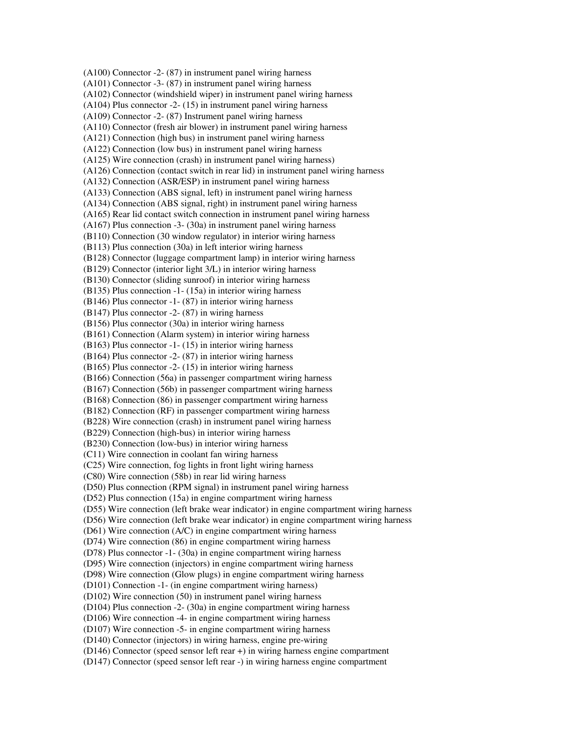(A100) Connector -2- (87) in instrument panel wiring harness
(A101) Connector -3- (87) in instrument panel wiring harness
(A102) Connector (windshield wiper) in instrument panel wiring harness
(A104) Plus connector -2- (15) in instrument panel wiring harness
(A109) Connector -2- (87) Instrument panel wiring harness
(A110) Connector (fresh air blower) in instrument panel wiring harness
(A121) Connection (high bus) in instrument panel wiring harness
(A122) Connection (low bus) in instrument panel wiring harness
(A125) Wire connection (crash) in instrument panel wiring harness)
(A126) Connection (contact switch in rear lid) in instrument panel wiring harness
(A132) Connection (ASR/ESP) in instrument panel wiring harness
(A133) Connection (ABS signal, left) in instrument panel wiring harness
(A134) Connection (ABS signal, right) in instrument panel wiring harness
(A165) Rear lid contact switch connection in instrument panel wiring harness
(A167) Plus connection -3- (30a) in instrument panel wiring harness
(B110) Connection (30 window regulator) in interior wiring harness
(B113) Plus connection (30a) in left interior wiring harness
(B128) Connector (luggage compartment lamp) in interior wiring harness
(B129) Connector (interior light 3/L) in interior wiring harness
(B130) Connector (sliding sunroof) in interior wiring harness
(B135) Plus connection -1- (15a) in interior wiring harness
(B146) Plus connector -1- (87) in interior wiring harness
(B147) Plus connector -2- (87) in wiring harness
(B156) Plus connector (30a) in interior wiring harness
(B161) Connection (Alarm system) in interior wiring harness
(B163) Plus connector -1- (15) in interior wiring harness
(B164) Plus connector -2- (87) in interior wiring harness
(B165) Plus connector -2- (15) in interior wiring harness
(B166) Connection (56a) in passenger compartment wiring harness
(B167) Connection (56b) in passenger compartment wiring harness
(B168) Connection (86) in passenger compartment wiring harness
(B182) Connection (RF) in passenger compartment wiring harness
(B228) Wire connection (crash) in instrument panel wiring harness
(B229) Connection (high-bus) in interior wiring harness
(B230) Connection (low-bus) in interior wiring harness
(C11) Wire connection in coolant fan wiring harness
(C25) Wire connection, fog lights in front light wiring harness
(C80) Wire connection (58b) in rear lid wiring harness
(D50) Plus connection (RPM signal) in instrument panel wiring harness
(D52) Plus connection (15a) in engine compartment wiring harness
(D55) Wire connection (left brake wear indicator) in engine compartment wiring harness
(D56) Wire connection (left brake wear indicator) in engine compartment wiring harness
(D61) Wire connection (A/C) in engine compartment wiring harness
(D74) Wire connection (86) in engine compartment wiring harness
(D78) Plus connector -1- (30a) in engine compartment wiring harness
(D95) Wire connection (injectors) in engine compartment wiring harness
(D98) Wire connection (Glow plugs) in engine compartment wiring harness
(D101) Connection -1- (in engine compartment wiring harness)
(D102) Wire connection (50) in instrument panel wiring harness
(D104) Plus connection -2- (30a) in engine compartment wiring harness
(D106) Wire connection -4- in engine compartment wiring harness
(D107) Wire connection -5- in engine compartment wiring harness
(D140) Connector (injectors) in wiring harness, engine pre-wiring
(D146) Connector (speed sensor left rear +) in wiring harness engine compartment
(D147) Connector (speed sensor left rear -) in wiring harness engine compartment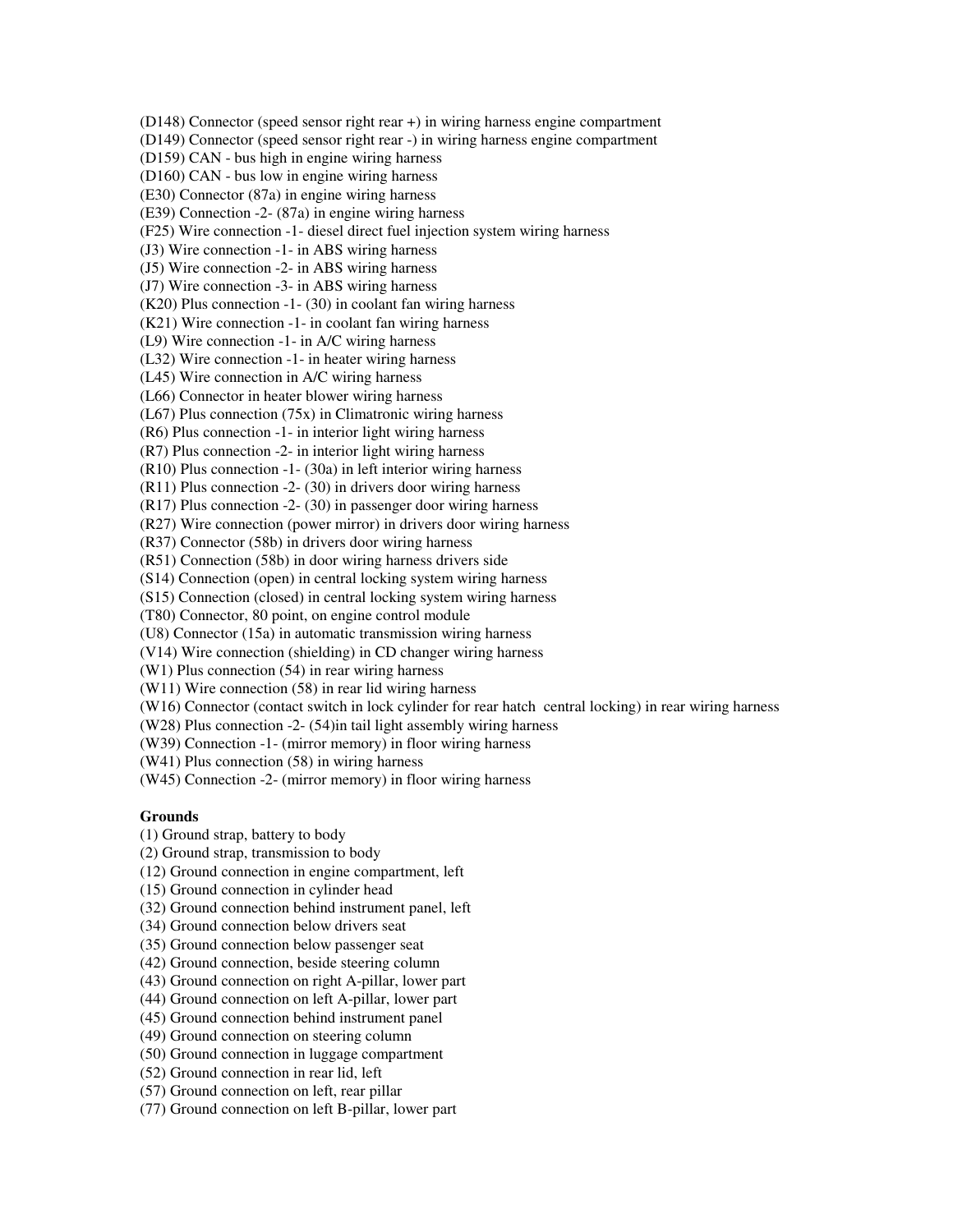(D148) Connector (speed sensor right rear +) in wiring harness engine compartment
(D149) Connector (speed sensor right rear -) in wiring harness engine compartment
(D159) CAN - bus high in engine wiring harness
(D160) CAN - bus low in engine wiring harness
(E30) Connector (87a) in engine wiring harness
(E39) Connection -2- (87a) in engine wiring harness
(F25) Wire connection -1- diesel direct fuel injection system wiring harness
(J3) Wire connection -1- in ABS wiring harness
(J5) Wire connection -2- in ABS wiring harness
(J7) Wire connection -3- in ABS wiring harness
(K20) Plus connection -1- (30) in coolant fan wiring harness
(K21) Wire connection -1- in coolant fan wiring harness
(L9) Wire connection -1- in A/C wiring harness
(L32) Wire connection -1- in heater wiring harness
(L45) Wire connection in A/C wiring harness
(L66) Connector in heater blower wiring harness
(L67) Plus connection (75x) in Climatronic wiring harness
(R6) Plus connection -1- in interior light wiring harness
(R7) Plus connection -2- in interior light wiring harness
(R10) Plus connection -1- (30a) in left interior wiring harness
(R11) Plus connection -2- (30) in drivers door wiring harness
(R17) Plus connection -2- (30) in passenger door wiring harness
(R27) Wire connection (power mirror) in drivers door wiring harness
(R37) Connector (58b) in drivers door wiring harness
(R51) Connection (58b) in door wiring harness drivers side
(S14) Connection (open) in central locking system wiring harness
(S15) Connection (closed) in central locking system wiring harness
(T80) Connector, 80 point, on engine control module
(U8) Connector (15a) in automatic transmission wiring harness
(V14) Wire connection (shielding) in CD changer wiring harness
(W1) Plus connection (54) in rear wiring harness
(W11) Wire connection (58) in rear lid wiring harness
(W16) Connector (contact switch in lock cylinder for rear hatch central locking) in rear wiring harness
(W28) Plus connection -2- (54)in tail light assembly wiring harness
(W39) Connection -1- (mirror memory) in floor wiring harness
(W41) Plus connection (58) in wiring harness
(W45) Connection -2- (mirror memory) in floor wiring harness

**Grounds**

(1) Ground strap, battery to body
(2) Ground strap, transmission to body
(12) Ground connection in engine compartment, left
(15) Ground connection in cylinder head
(32) Ground connection behind instrument panel, left
(34) Ground connection below drivers seat
(35) Ground connection below passenger seat
(42) Ground connection, beside steering column
(43) Ground connection on right A-pillar, lower part
(44) Ground connection on left A-pillar, lower part
(45) Ground connection behind instrument panel
(49) Ground connection on steering column
(50) Ground connection in luggage compartment
(52) Ground connection in rear lid, left
(57) Ground connection on left, rear pillar
(77) Ground connection on left B-pillar, lower part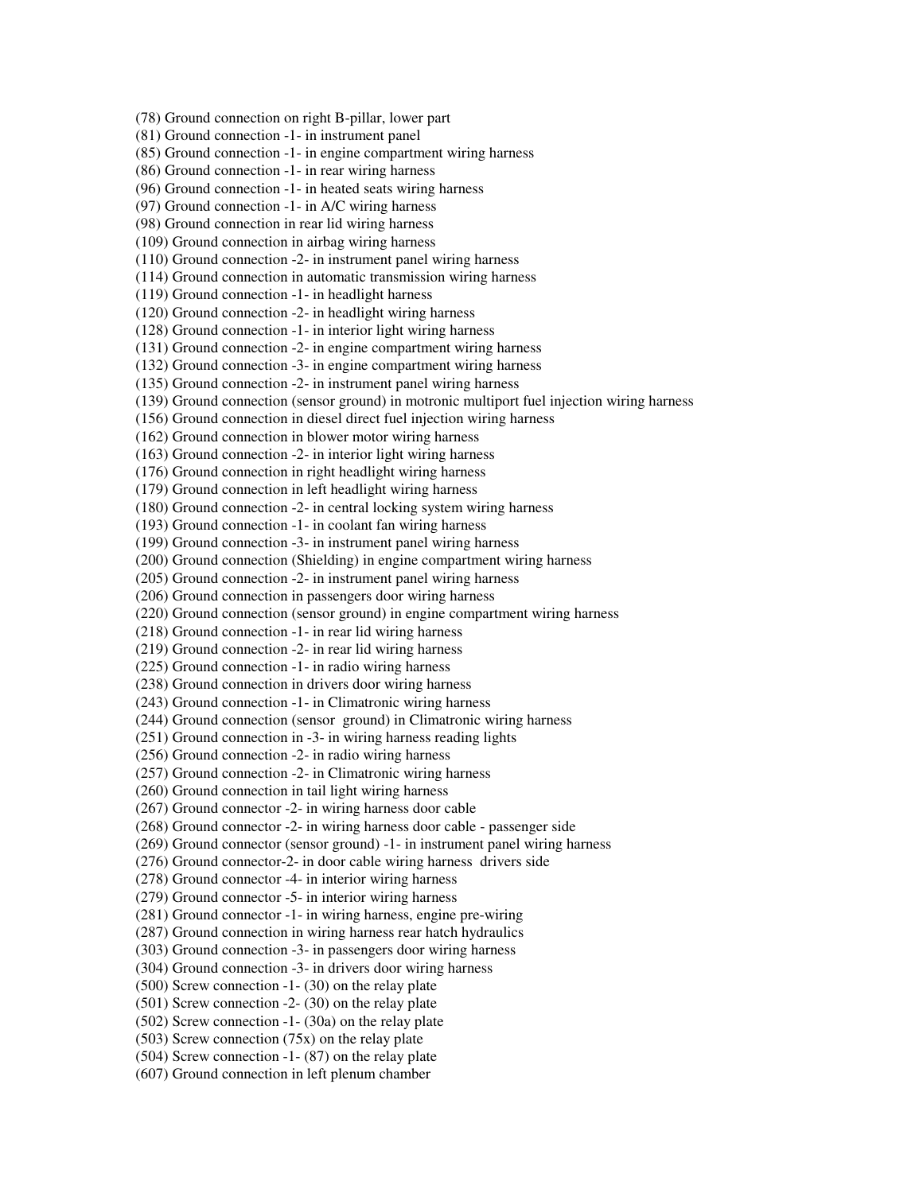(78) Ground connection on right B-pillar, lower part
(81) Ground connection -1- in instrument panel
(85) Ground connection -1- in engine compartment wiring harness
(86) Ground connection -1- in rear wiring harness
(96) Ground connection -1- in heated seats wiring harness
(97) Ground connection -1- in A/C wiring harness
(98) Ground connection in rear lid wiring harness
(109) Ground connection in airbag wiring harness
(110) Ground connection -2- in instrument panel wiring harness
(114) Ground connection in automatic transmission wiring harness
(119) Ground connection -1- in headlight harness
(120) Ground connection -2- in headlight wiring harness
(128) Ground connection -1- in interior light wiring harness
(131) Ground connection -2- in engine compartment wiring harness
(132) Ground connection -3- in engine compartment wiring harness
(135) Ground connection -2- in instrument panel wiring harness
(139) Ground connection (sensor ground) in motronic multiport fuel injection wiring harness
(156) Ground connection in diesel direct fuel injection wiring harness
(162) Ground connection in blower motor wiring harness
(163) Ground connection -2- in interior light wiring harness
(176) Ground connection in right headlight wiring harness
(179) Ground connection in left headlight wiring harness
(180) Ground connection -2- in central locking system wiring harness
(193) Ground connection -1- in coolant fan wiring harness
(199) Ground connection -3- in instrument panel wiring harness
(200) Ground connection (Shielding) in engine compartment wiring harness
(205) Ground connection -2- in instrument panel wiring harness
(206) Ground connection in passengers door wiring harness
(220) Ground connection (sensor ground) in engine compartment wiring harness
(218) Ground connection -1- in rear lid wiring harness
(219) Ground connection -2- in rear lid wiring harness
(225) Ground connection -1- in radio wiring harness
(238) Ground connection in drivers door wiring harness
(243) Ground connection -1- in Climatronic wiring harness
(244) Ground connection (sensor ground) in Climatronic wiring harness
(251) Ground connection in -3- in wiring harness reading lights
(256) Ground connection -2- in radio wiring harness
(257) Ground connection -2- in Climatronic wiring harness
(260) Ground connection in tail light wiring harness
(267) Ground connector -2- in wiring harness door cable
(268) Ground connector -2- in wiring harness door cable - passenger side
(269) Ground connector (sensor ground) -1- in instrument panel wiring harness
(276) Ground connector-2- in door cable wiring harness drivers side
(278) Ground connector -4- in interior wiring harness
(279) Ground connector -5- in interior wiring harness
(281) Ground connector -1- in wiring harness, engine pre-wiring
(287) Ground connection in wiring harness rear hatch hydraulics
(303) Ground connection -3- in passengers door wiring harness
(304) Ground connection -3- in drivers door wiring harness
(500) Screw connection -1- (30) on the relay plate
(501) Screw connection -2- (30) on the relay plate
(502) Screw connection -1- (30a) on the relay plate
(503) Screw connection (75x) on the relay plate
(504) Screw connection -1- (87) on the relay plate
(607) Ground connection in left plenum chamber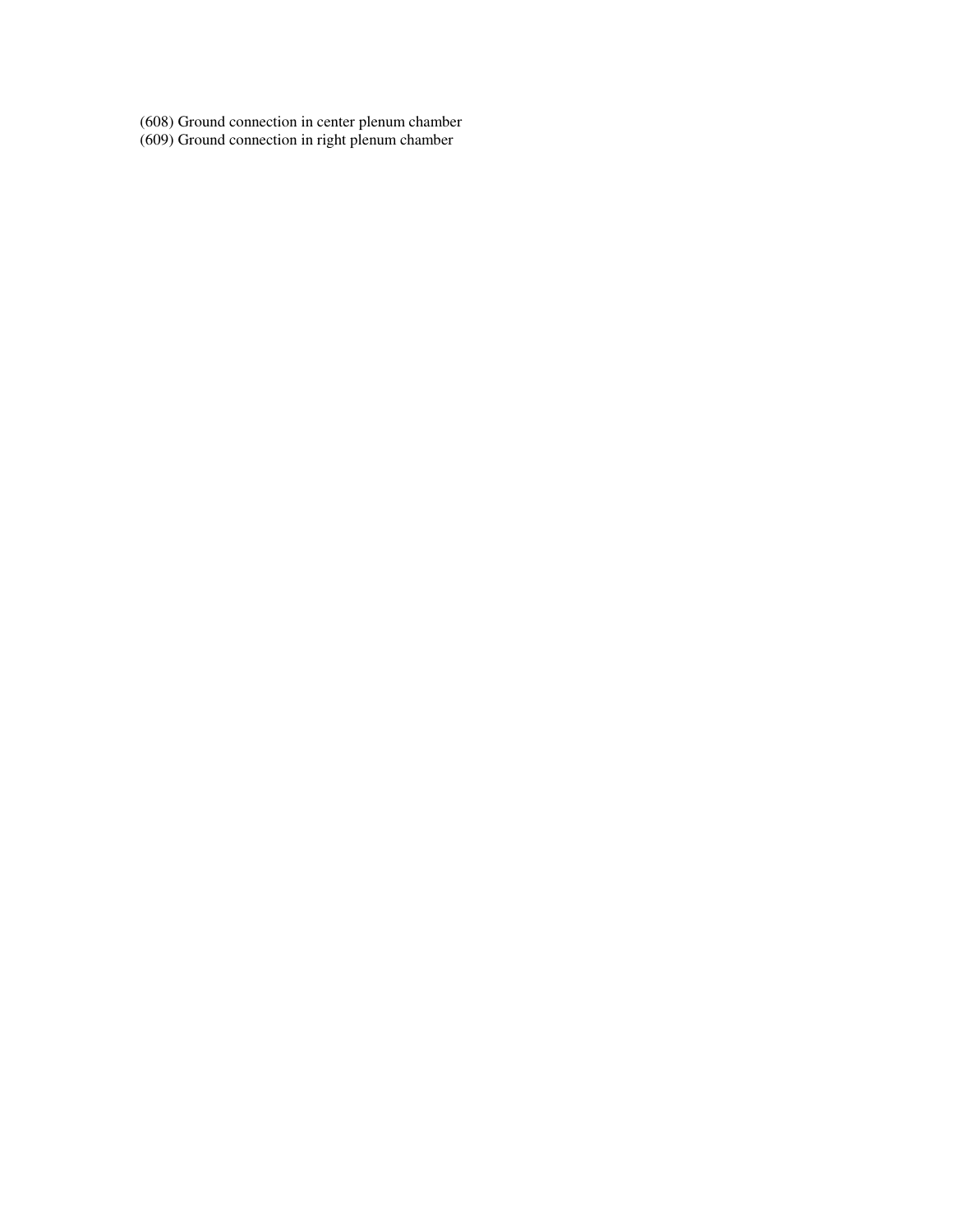(608) Ground connection in center plenum chamber
(609) Ground connection in right plenum chamber